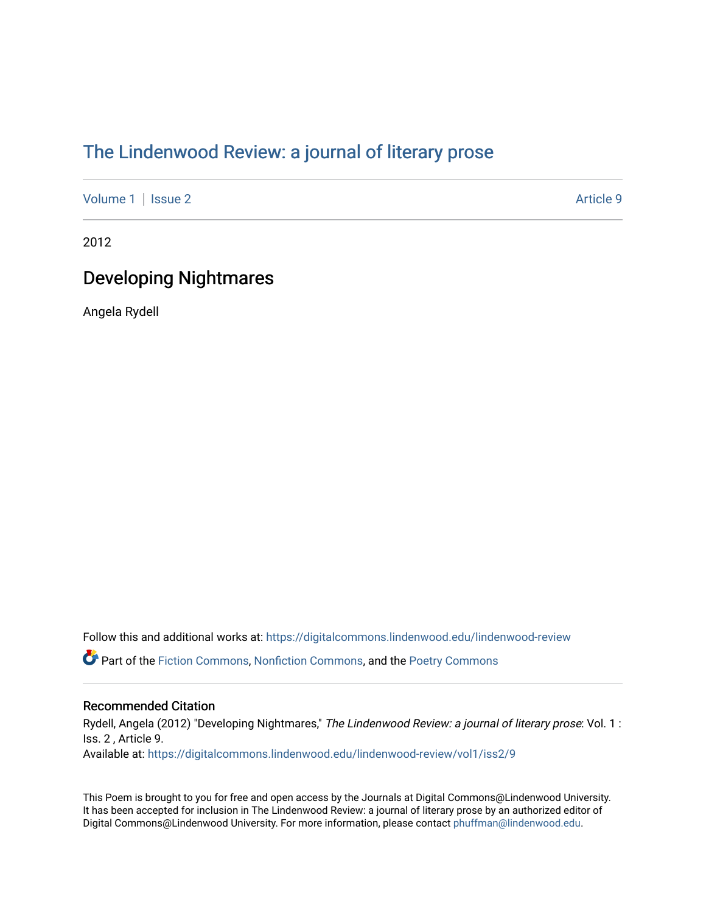# The Lindenwood Review: a journal of literary prose

Volume 1 | Issue 2 Article 9

2012

## Developing Nightmares

Angela Rydell

Follow this and additional works at: https://digitalcommons.lindenwood.edu/lindenwood-review

Part of the Fiction Commons, Nonfiction Commons, and the Poetry Commons

### Recommended Citation

Rydell, Angela (2012) "Developing Nightmares," *The Lindenwood Review: a journal of literary prose*: Vol. 1 : Iss. 2 , Article 9.
Available at: https://digitalcommons.lindenwood.edu/lindenwood-review/vol1/iss2/9

This Poem is brought to you for free and open access by the Journals at Digital Commons@Lindenwood University. It has been accepted for inclusion in The Lindenwood Review: a journal of literary prose by an authorized editor of Digital Commons@Lindenwood University. For more information, please contact phuffman@lindenwood.edu.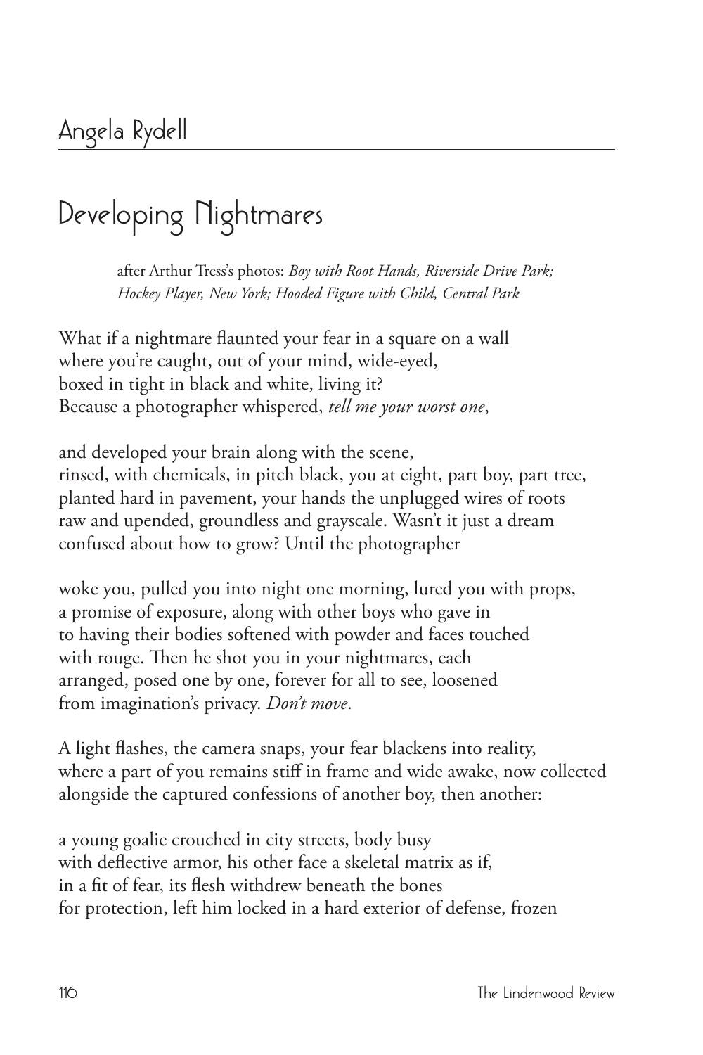## Angela Rydell

# Developing Nightmares

*after Arthur Tress's photos: Boy with Root Hands, Riverside Drive Park; Hockey Player, New York; Hooded Figure with Child, Central Park*

What if a nightmare flaunted your fear in a square on a wall
where you're caught, out of your mind, wide-eyed,
boxed in tight in black and white, living it?
Because a photographer whispered, *tell me your worst one*,

and developed your brain along with the scene,
rinsed, with chemicals, in pitch black, you at eight, part boy, part tree,
planted hard in pavement, your hands the unplugged wires of roots
raw and upended, groundless and grayscale. Wasn't it just a dream
confused about how to grow? Until the photographer

woke you, pulled you into night one morning, lured you with props,
a promise of exposure, along with other boys who gave in
to having their bodies softened with powder and faces touched
with rouge. Then he shot you in your nightmares, each
arranged, posed one by one, forever for all to see, loosened
from imagination's privacy. *Don't move*.

A light flashes, the camera snaps, your fear blackens into reality,
where a part of you remains stiff in frame and wide awake, now collected
alongside the captured confessions of another boy, then another:

a young goalie crouched in city streets, body busy
with deflective armor, his other face a skeletal matrix as if,
in a fit of fear, its flesh withdrew beneath the bones
for protection, left him locked in a hard exterior of defense, frozen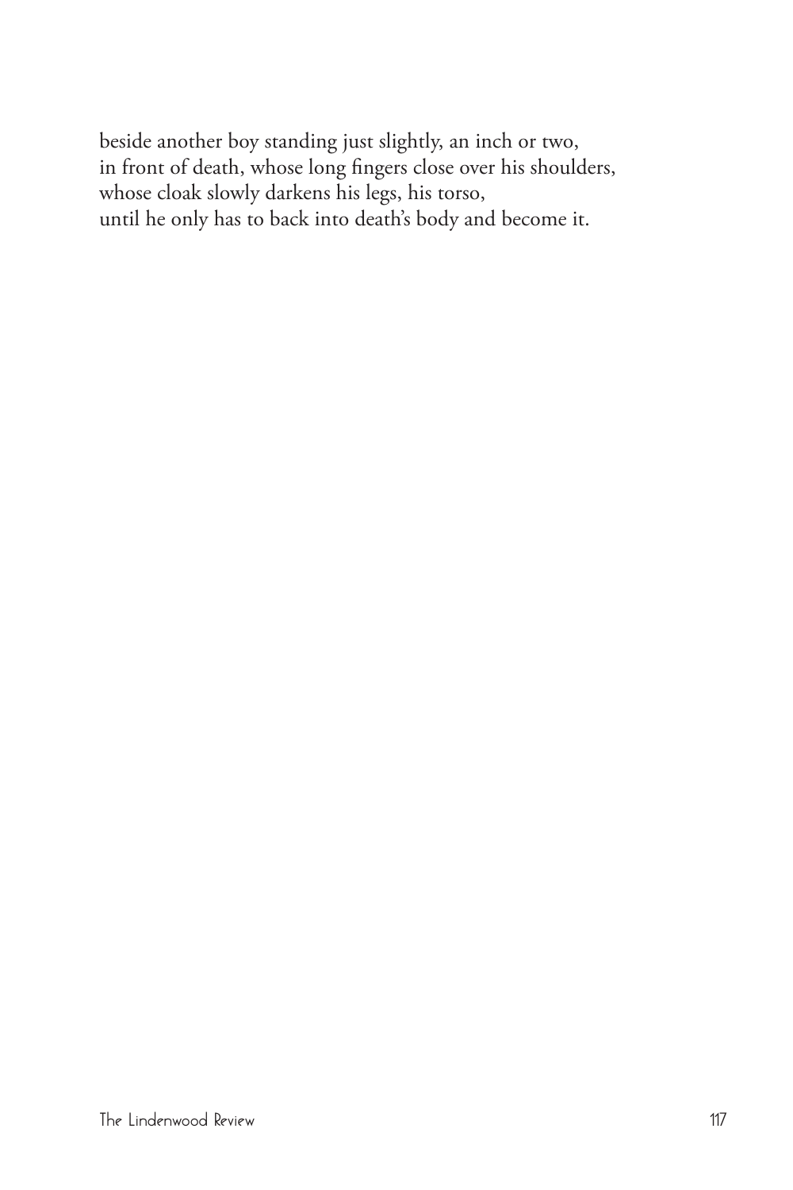beside another boy standing just slightly, an inch or two,  
in front of death, whose long fingers close over his shoulders,  
whose cloak slowly darkens his legs, his torso,  
until he only has to back into death's body and become it.